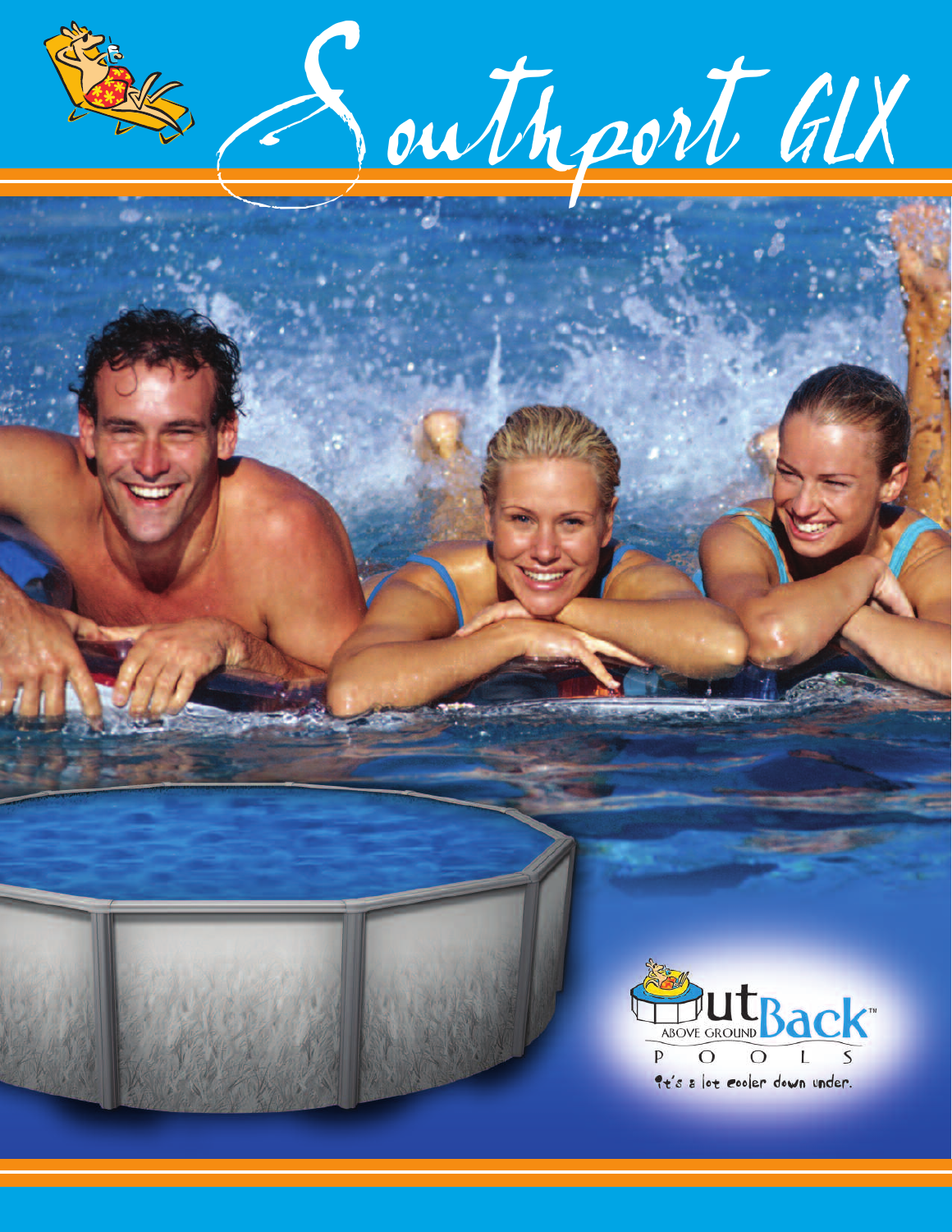# Southport GLX

OutBack ABOVE GROUND POOLS™

It's a lot cooler down under.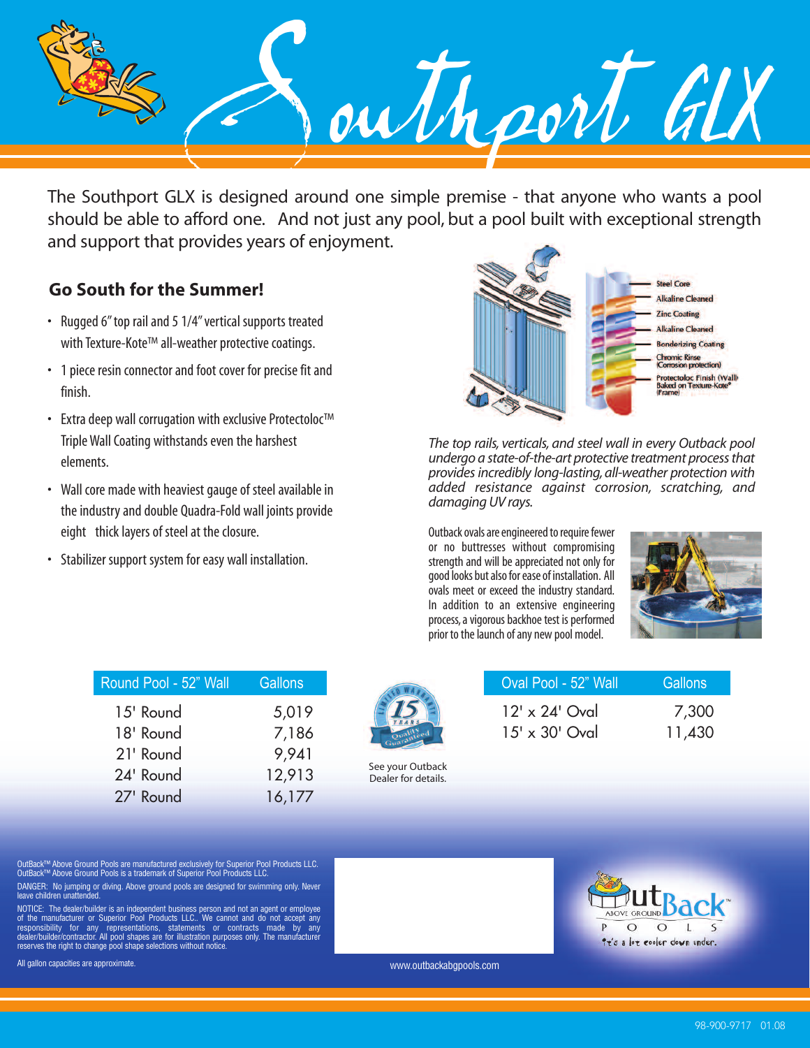# Southport GLX

The Southport GLX is designed around one simple premise - that anyone who wants a pool should be able to afford one. And not just any pool, but a pool built with exceptional strength and support that provides years of enjoyment.

## Go South for the Summer!

- Rugged 6" top rail and 5 1/4" vertical supports treated with Texture-Kote™ all-weather protective coatings.
- 1 piece resin connector and foot cover for precise fit and finish.
- Extra deep wall corrugation with exclusive Protectoloc™ Triple Wall Coating withstands even the harshest elements.
- Wall core made with heaviest gauge of steel available in the industry and double Quadra-Fold wall joints provide eight thick layers of steel at the closure.
- Stabilizer support system for easy wall installation.

Steel Core
Alkaline Cleaned
Zinc Coating
Alkaline Cleaned
Bonderizing Coating
Chromic Rinse (Corrosion protection)
Protectoloc Finish (Wall) Baked on Texture-Kote® (Frame)

*The top rails, verticals, and steel wall in every Outback pool undergo a state-of-the-art protective treatment process that provides incredibly long-lasting, all-weather protection with added resistance against corrosion, scratching, and damaging UV rays.*

Outback ovals are engineered to require fewer or no buttresses without compromising strength and will be appreciated not only for good looks but also for ease of installation. All ovals meet or exceed the industry standard. In addition to an extensive engineering process, a vigorous backhoe test is performed prior to the launch of any new pool model.

| Round Pool - 52" Wall | Gallons |
|---|---|
| 15' Round | 5,019 |
| 18' Round | 7,186 |
| 21' Round | 9,941 |
| 24' Round | 12,913 |
| 27' Round | 16,177 |

15 Years Limited Warranty Quality Guaranteed

See your Outback Dealer for details.

| Oval Pool - 52" Wall | Gallons |
|---|---|
| 12' x 24' Oval | 7,300 |
| 15' x 30' Oval | 11,430 |

OutBack™ Above Ground Pools are manufactured exclusively for Superior Pool Products LLC. OutBack™ Above Ground Pools is a trademark of Superior Pool Products LLC.

DANGER: No jumping or diving. Above ground pools are designed for swimming only. Never leave children unattended.

NOTICE: The dealer/builder is an independent business person and not an agent or employee of the manufacturer or Superior Pool Products LLC.. We cannot and do not accept any responsibility for any representations, statements or contracts made by any dealer/builder/contractor. All pool shapes are for illustration purposes only. The manufacturer reserves the right to change pool shape selections without notice.

All gallon capacities are approximate.

www.outbackabgpools.com

OutBack™ Above Ground Pools — It's a lot cooler down under.

98-900-9717 01.08